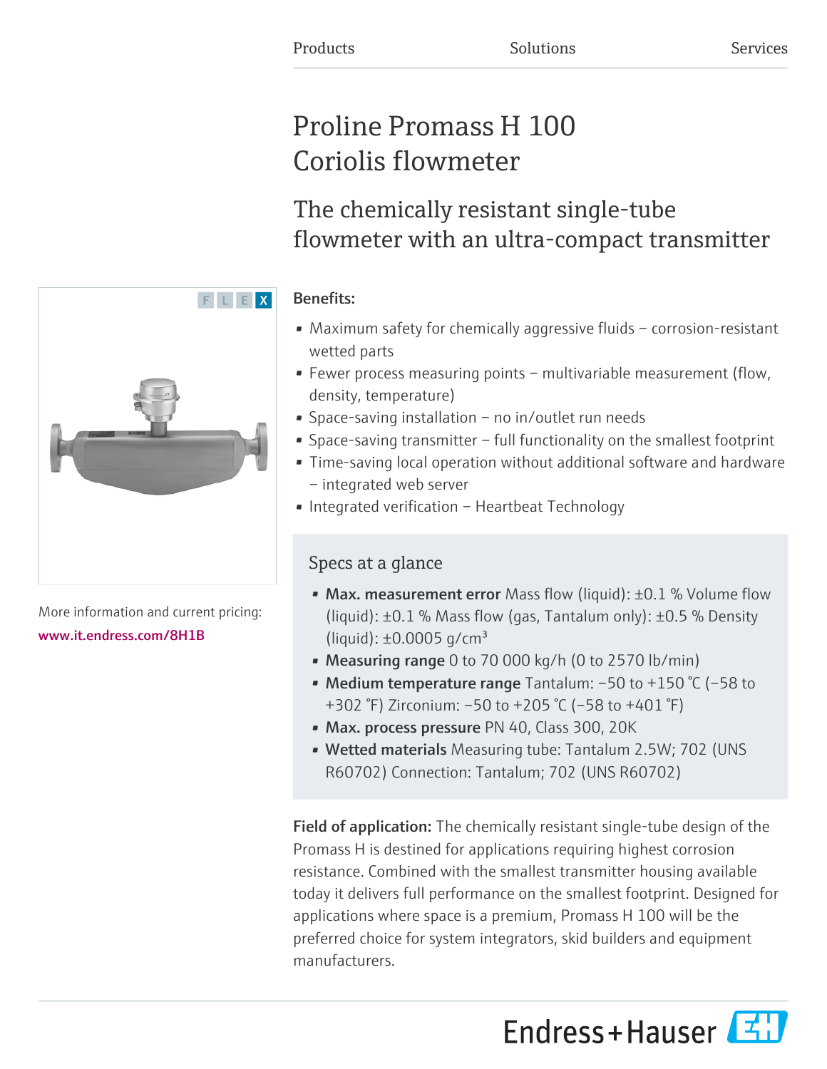Products Solutions Services

# Proline Promass H 100 Coriolis flowmeter

## The chemically resistant single-tube flowmeter with an ultra-compact transmitter

F L E X

More information and current pricing:
www.it.endress.com/8H1B

**Benefits:**

- Maximum safety for chemically aggressive fluids – corrosion-resistant wetted parts
- Fewer process measuring points – multivariable measurement (flow, density, temperature)
- Space-saving installation – no in/outlet run needs
- Space-saving transmitter – full functionality on the smallest footprint
- Time-saving local operation without additional software and hardware – integrated web server
- Integrated verification – Heartbeat Technology

### Specs at a glance

- **Max. measurement error** Mass flow (liquid): ±0.1 % Volume flow (liquid): ±0.1 % Mass flow (gas, Tantalum only): ±0.5 % Density (liquid): ±0.0005 g/cm³
- **Measuring range** 0 to 70 000 kg/h (0 to 2570 lb/min)
- **Medium temperature range** Tantalum: –50 to +150 °C (–58 to +302 °F) Zirconium: –50 to +205 °C (–58 to +401 °F)
- **Max. process pressure** PN 40, Class 300, 20K
- **Wetted materials** Measuring tube: Tantalum 2.5W; 702 (UNS R60702) Connection: Tantalum; 702 (UNS R60702)

**Field of application:** The chemically resistant single-tube design of the Promass H is destined for applications requiring highest corrosion resistance. Combined with the smallest transmitter housing available today it delivers full performance on the smallest footprint. Designed for applications where space is a premium, Promass H 100 will be the preferred choice for system integrators, skid builders and equipment manufacturers.

Endress+Hauser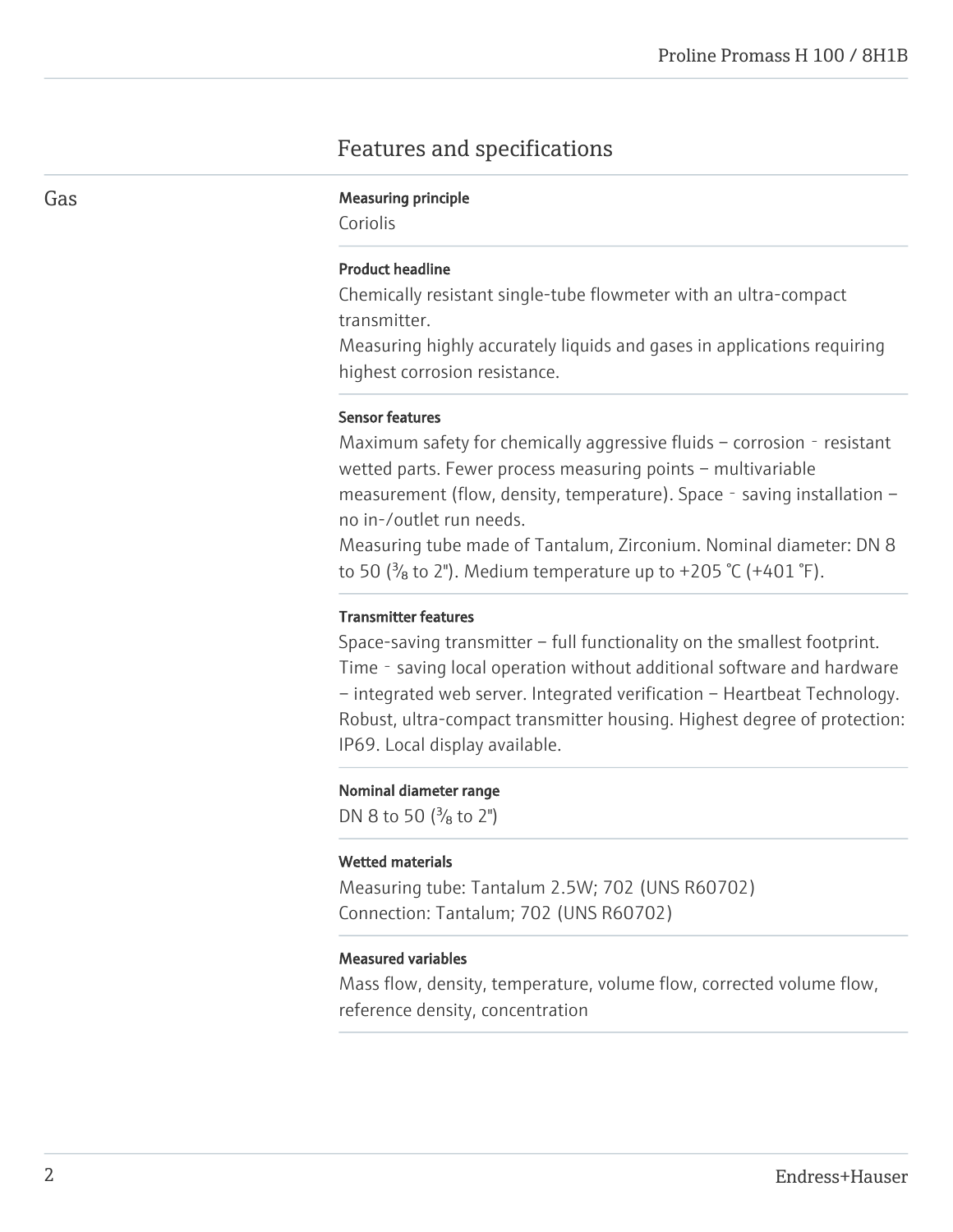# Features and specifications

## Gas

**Measuring principle**

Coriolis

**Product headline**

Chemically resistant single-tube flowmeter with an ultra-compact transmitter.
Measuring highly accurately liquids and gases in applications requiring highest corrosion resistance.

**Sensor features**

Maximum safety for chemically aggressive fluids – corrosion‐resistant wetted parts. Fewer process measuring points – multivariable measurement (flow, density, temperature). Space‐saving installation – no in-/outlet run needs.
Measuring tube made of Tantalum, Zirconium. Nominal diameter: DN 8 to 50 (⅜ to 2"). Medium temperature up to +205 °C (+401 °F).

**Transmitter features**

Space-saving transmitter – full functionality on the smallest footprint. Time‐saving local operation without additional software and hardware – integrated web server. Integrated verification – Heartbeat Technology. Robust, ultra-compact transmitter housing. Highest degree of protection: IP69. Local display available.

**Nominal diameter range**

DN 8 to 50 (⅜ to 2")

**Wetted materials**

Measuring tube: Tantalum 2.5W; 702 (UNS R60702)
Connection: Tantalum; 702 (UNS R60702)

**Measured variables**

Mass flow, density, temperature, volume flow, corrected volume flow, reference density, concentration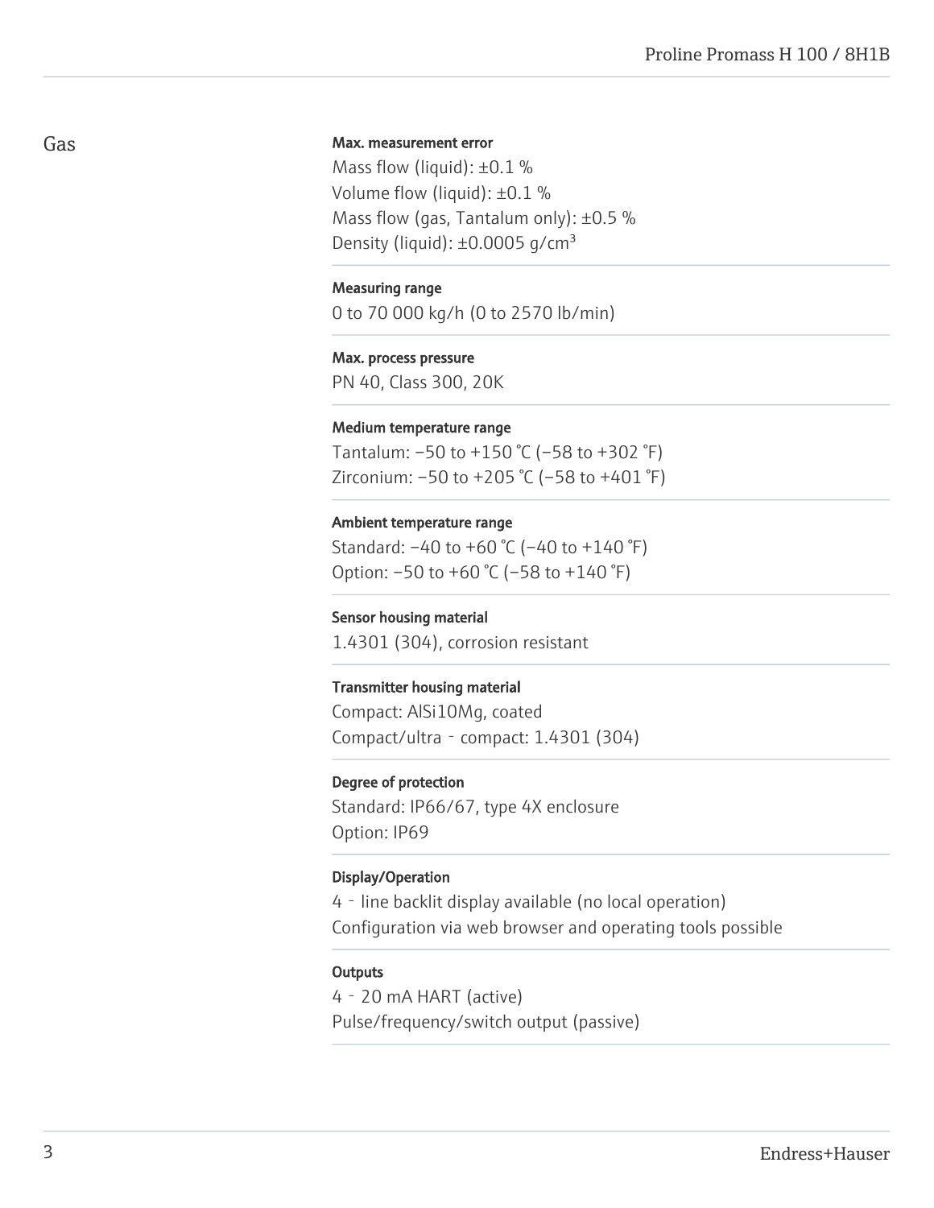## Gas

**Max. measurement error**
Mass flow (liquid): ±0.1 %
Volume flow (liquid): ±0.1 %
Mass flow (gas, Tantalum only): ±0.5 %
Density (liquid): ±0.0005 g/cm³

**Measuring range**
0 to 70 000 kg/h (0 to 2570 lb/min)

**Max. process pressure**
PN 40, Class 300, 20K

**Medium temperature range**
Tantalum: −50 to +150 °C (−58 to +302 °F)
Zirconium: −50 to +205 °C (−58 to +401 °F)

**Ambient temperature range**
Standard: −40 to +60 °C (−40 to +140 °F)
Option: −50 to +60 °C (−58 to +140 °F)

**Sensor housing material**
1.4301 (304), corrosion resistant

**Transmitter housing material**
Compact: AlSi10Mg, coated
Compact/ultra‐compact: 1.4301 (304)

**Degree of protection**
Standard: IP66/67, type 4X enclosure
Option: IP69

**Display/Operation**
4‐line backlit display available (no local operation)
Configuration via web browser and operating tools possible

**Outputs**
4‐20 mA HART (active)
Pulse/frequency/switch output (passive)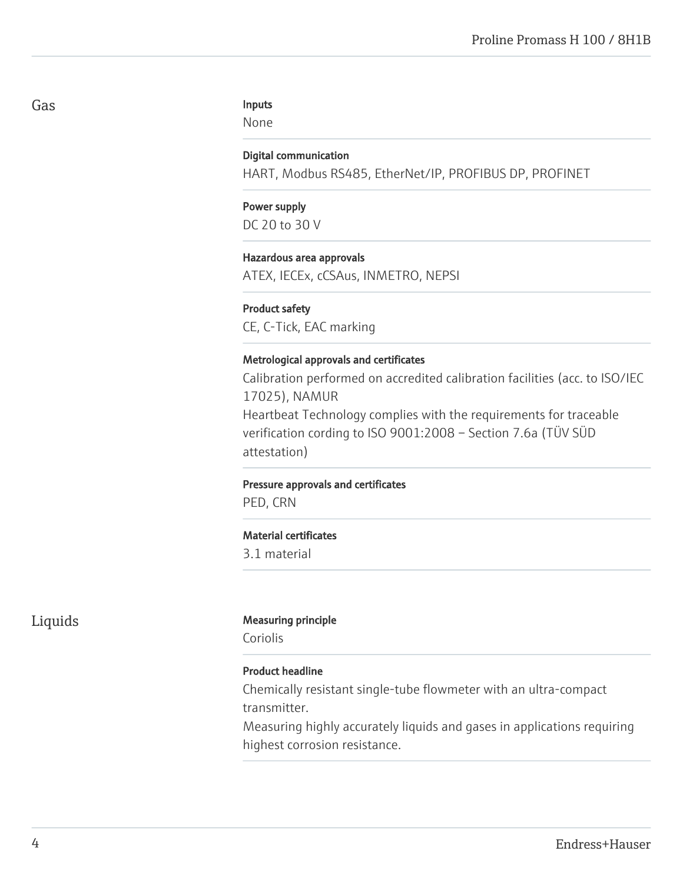## Gas

**Inputs**
None

**Digital communication**
HART, Modbus RS485, EtherNet/IP, PROFIBUS DP, PROFINET

**Power supply**
DC 20 to 30 V

**Hazardous area approvals**
ATEX, IECEx, cCSAus, INMETRO, NEPSI

**Product safety**
CE, C-Tick, EAC marking

**Metrological approvals and certificates**
Calibration performed on accredited calibration facilities (acc. to ISO/IEC 17025), NAMUR
Heartbeat Technology complies with the requirements for traceable verification cording to ISO 9001:2008 – Section 7.6a (TÜV SÜD attestation)

**Pressure approvals and certificates**
PED, CRN

**Material certificates**
3.1 material

## Liquids

**Measuring principle**
Coriolis

**Product headline**
Chemically resistant single-tube flowmeter with an ultra-compact transmitter.
Measuring highly accurately liquids and gases in applications requiring highest corrosion resistance.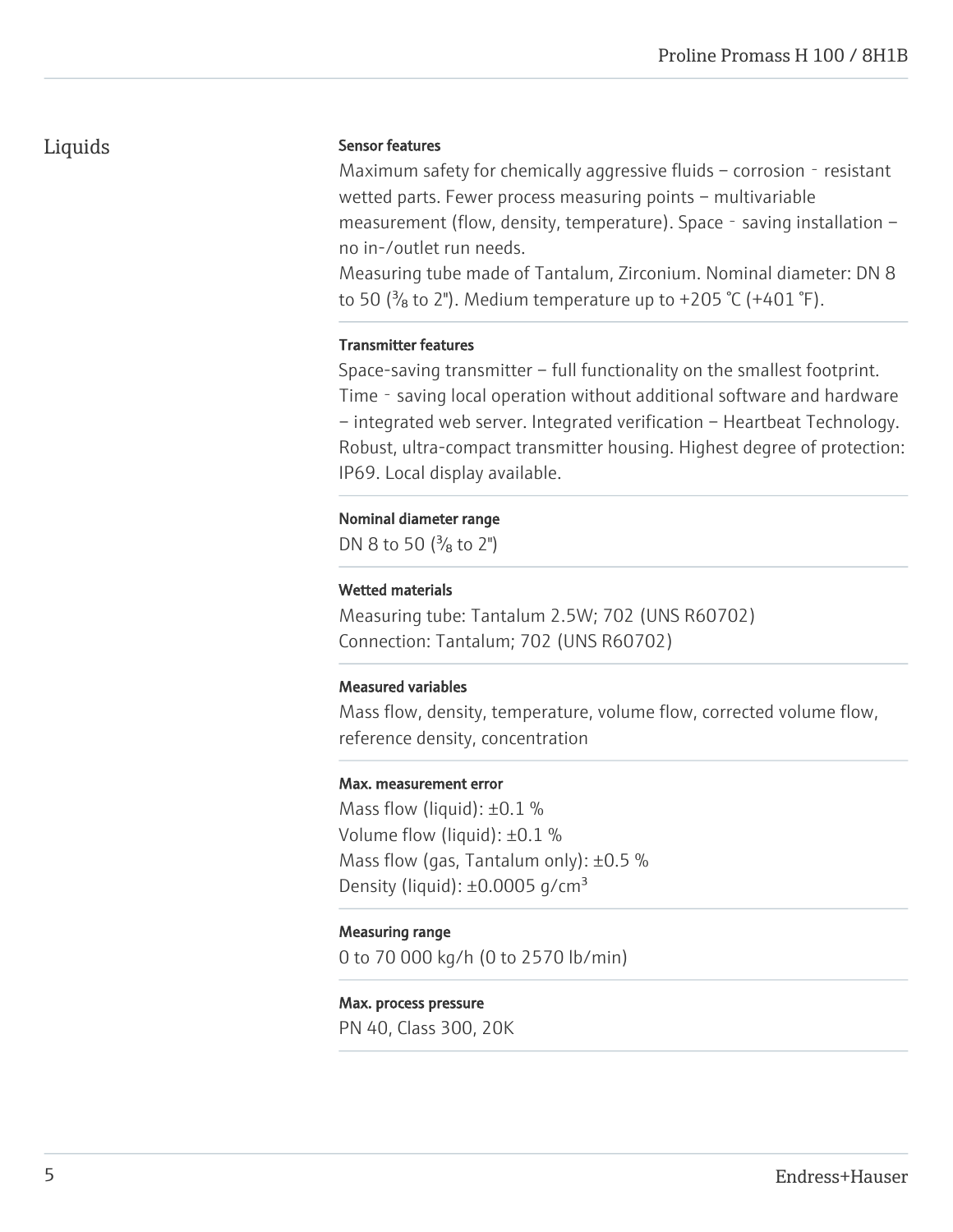## Liquids

**Sensor features**

Maximum safety for chemically aggressive fluids – corrosion‑resistant wetted parts. Fewer process measuring points – multivariable measurement (flow, density, temperature). Space‑saving installation – no in-/outlet run needs.
Measuring tube made of Tantalum, Zirconium. Nominal diameter: DN 8 to 50 (⅜ to 2"). Medium temperature up to +205 °C (+401 °F).

**Transmitter features**

Space-saving transmitter – full functionality on the smallest footprint. Time‑saving local operation without additional software and hardware – integrated web server. Integrated verification – Heartbeat Technology. Robust, ultra-compact transmitter housing. Highest degree of protection: IP69. Local display available.

**Nominal diameter range**

DN 8 to 50 (⅜ to 2")

**Wetted materials**

Measuring tube: Tantalum 2.5W; 702 (UNS R60702)
Connection: Tantalum; 702 (UNS R60702)

**Measured variables**

Mass flow, density, temperature, volume flow, corrected volume flow, reference density, concentration

**Max. measurement error**

Mass flow (liquid): ±0.1 %
Volume flow (liquid): ±0.1 %
Mass flow (gas, Tantalum only): ±0.5 %
Density (liquid): ±0.0005 g/cm³

**Measuring range**

0 to 70 000 kg/h (0 to 2570 lb/min)

**Max. process pressure**

PN 40, Class 300, 20K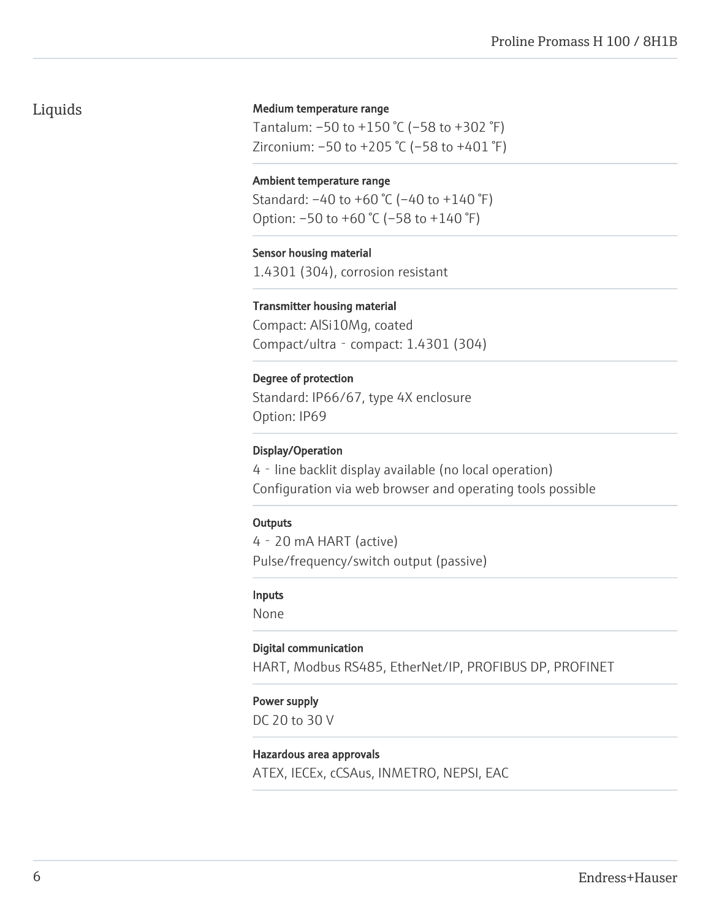## Liquids

**Medium temperature range**

Tantalum: −50 to +150 °C (−58 to +302 °F)
Zirconium: −50 to +205 °C (−58 to +401 °F)

**Ambient temperature range**

Standard: −40 to +60 °C (−40 to +140 °F)
Option: −50 to +60 °C (−58 to +140 °F)

**Sensor housing material**

1.4301 (304), corrosion resistant

**Transmitter housing material**

Compact: AlSi10Mg, coated
Compact/ultra‐compact: 1.4301 (304)

**Degree of protection**

Standard: IP66/67, type 4X enclosure
Option: IP69

**Display/Operation**

4‐line backlit display available (no local operation)
Configuration via web browser and operating tools possible

**Outputs**

4‐20 mA HART (active)
Pulse/frequency/switch output (passive)

**Inputs**

None

**Digital communication**

HART, Modbus RS485, EtherNet/IP, PROFIBUS DP, PROFINET

**Power supply**

DC 20 to 30 V

**Hazardous area approvals**

ATEX, IECEx, cCSAus, INMETRO, NEPSI, EAC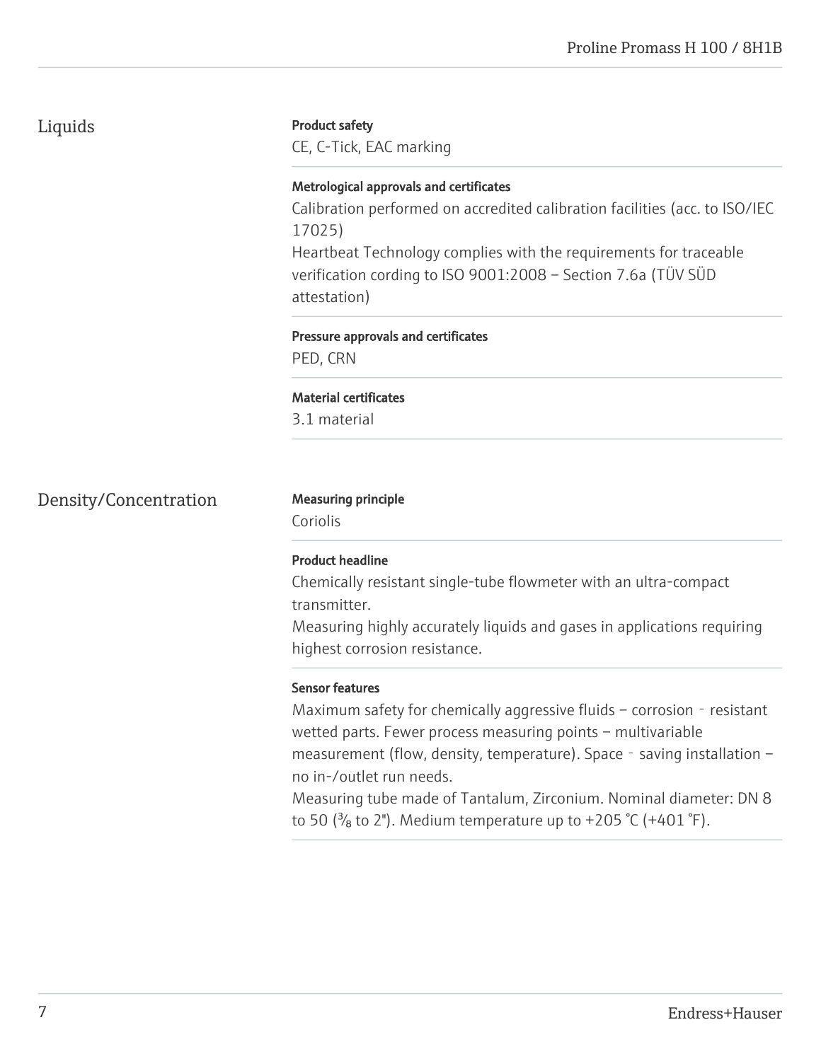## Liquids

**Product safety**

CE, C-Tick, EAC marking

**Metrological approvals and certificates**

Calibration performed on accredited calibration facilities (acc. to ISO/IEC 17025)
Heartbeat Technology complies with the requirements for traceable verification cording to ISO 9001:2008 – Section 7.6a (TÜV SÜD attestation)

**Pressure approvals and certificates**

PED, CRN

**Material certificates**

3.1 material

## Density/Concentration

**Measuring principle**

Coriolis

**Product headline**

Chemically resistant single-tube flowmeter with an ultra-compact transmitter.
Measuring highly accurately liquids and gases in applications requiring highest corrosion resistance.

**Sensor features**

Maximum safety for chemically aggressive fluids – corrosion - resistant wetted parts. Fewer process measuring points – multivariable measurement (flow, density, temperature). Space - saving installation – no in-/outlet run needs.
Measuring tube made of Tantalum, Zirconium. Nominal diameter: DN 8 to 50 (⅜ to 2"). Medium temperature up to +205 °C (+401 °F).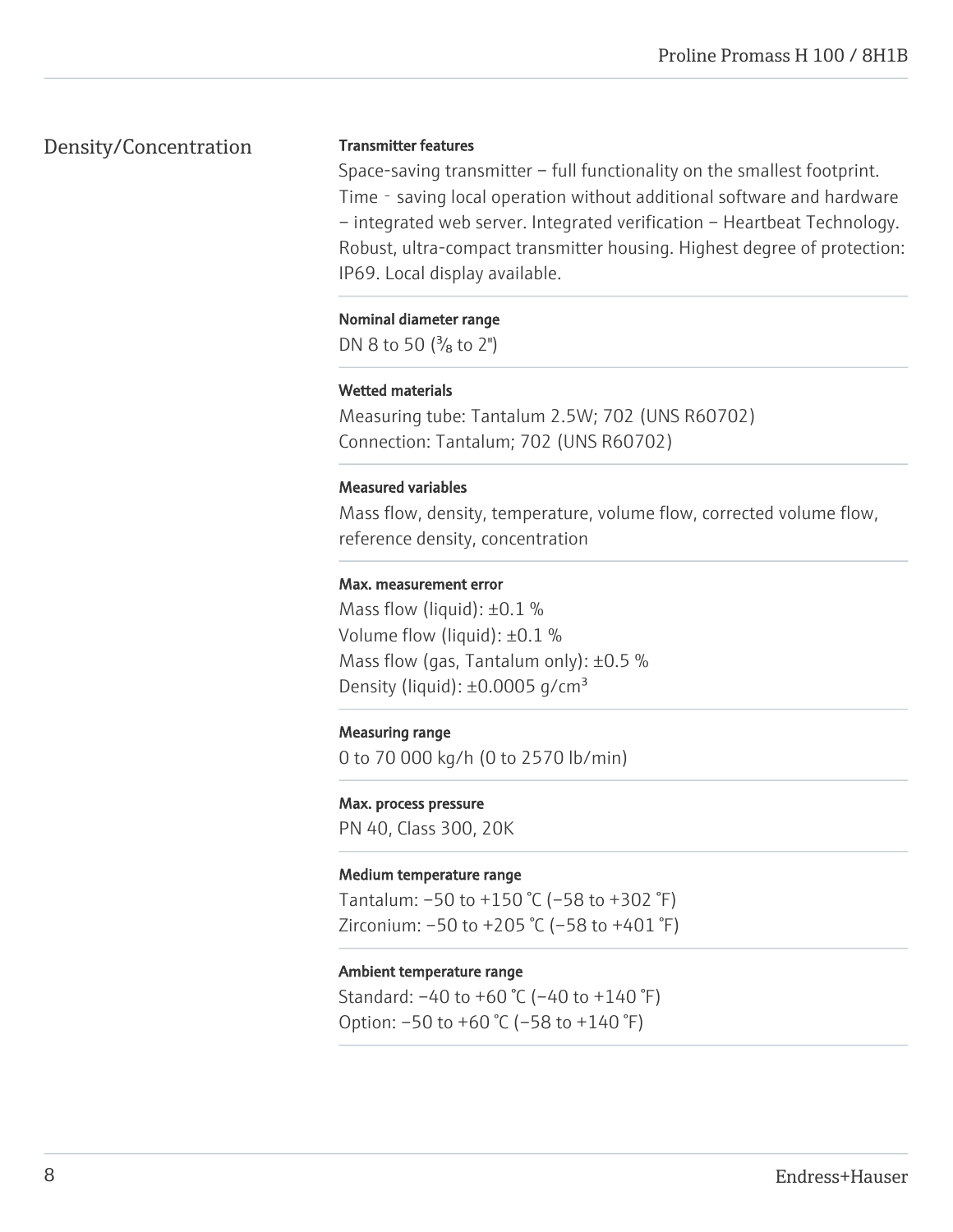## Density/Concentration

**Transmitter features**

Space-saving transmitter – full functionality on the smallest footprint. Time - saving local operation without additional software and hardware – integrated web server. Integrated verification – Heartbeat Technology. Robust, ultra-compact transmitter housing. Highest degree of protection: IP69. Local display available.

**Nominal diameter range**

DN 8 to 50 (⅜ to 2")

**Wetted materials**

Measuring tube: Tantalum 2.5W; 702 (UNS R60702)
Connection: Tantalum; 702 (UNS R60702)

**Measured variables**

Mass flow, density, temperature, volume flow, corrected volume flow, reference density, concentration

**Max. measurement error**

Mass flow (liquid): ±0.1 %
Volume flow (liquid): ±0.1 %
Mass flow (gas, Tantalum only): ±0.5 %
Density (liquid): ±0.0005 g/cm³

**Measuring range**

0 to 70 000 kg/h (0 to 2570 lb/min)

**Max. process pressure**

PN 40, Class 300, 20K

**Medium temperature range**

Tantalum: –50 to +150 °C (–58 to +302 °F)
Zirconium: –50 to +205 °C (–58 to +401 °F)

**Ambient temperature range**

Standard: –40 to +60 °C (–40 to +140 °F)
Option: –50 to +60 °C (–58 to +140 °F)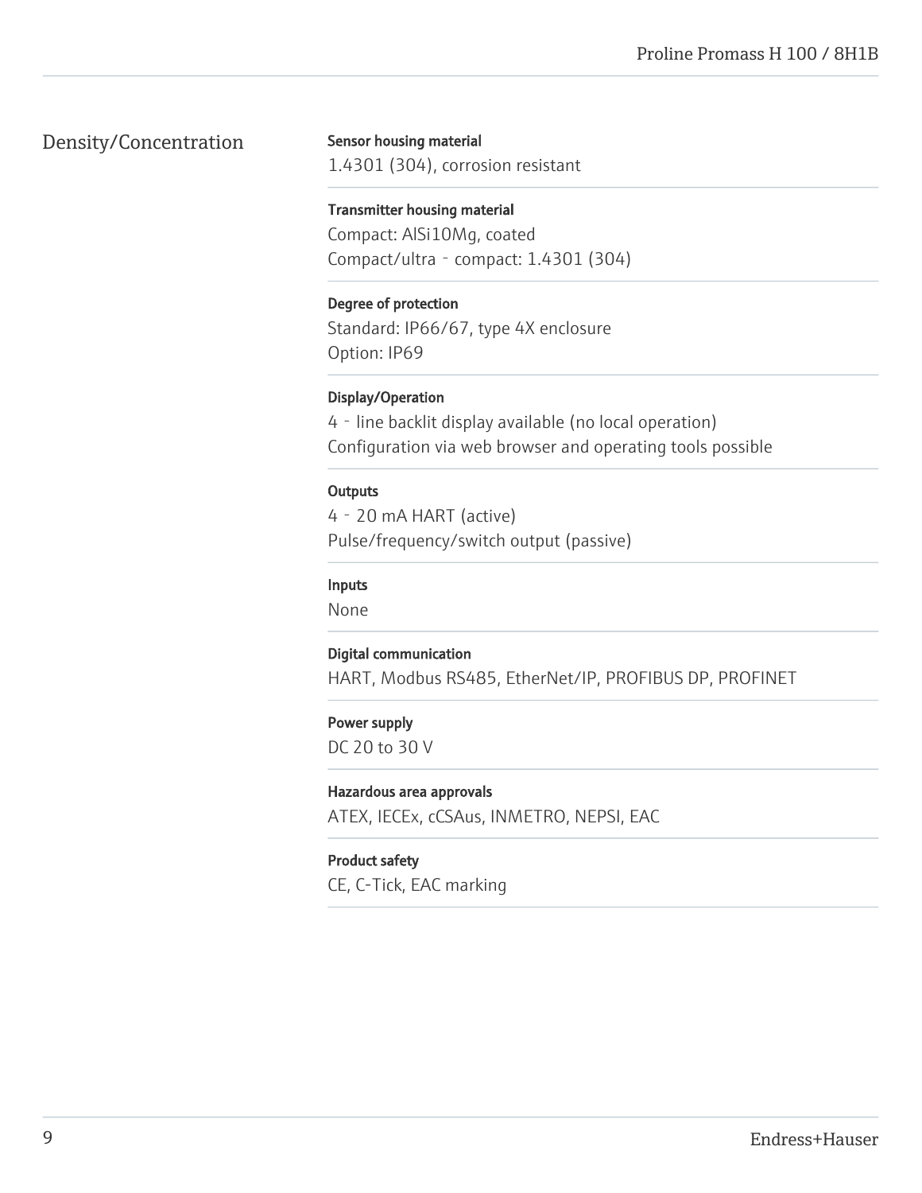## Density/Concentration

**Sensor housing material**

1.4301 (304), corrosion resistant

**Transmitter housing material**

Compact: AlSi10Mg, coated
Compact/ultra‐compact: 1.4301 (304)

**Degree of protection**

Standard: IP66/67, type 4X enclosure
Option: IP69

**Display/Operation**

4‐line backlit display available (no local operation)
Configuration via web browser and operating tools possible

**Outputs**

4‐20 mA HART (active)
Pulse/frequency/switch output (passive)

**Inputs**

None

**Digital communication**

HART, Modbus RS485, EtherNet/IP, PROFIBUS DP, PROFINET

**Power supply**

DC 20 to 30 V

**Hazardous area approvals**

ATEX, IECEx, cCSAus, INMETRO, NEPSI, EAC

**Product safety**

CE, C-Tick, EAC marking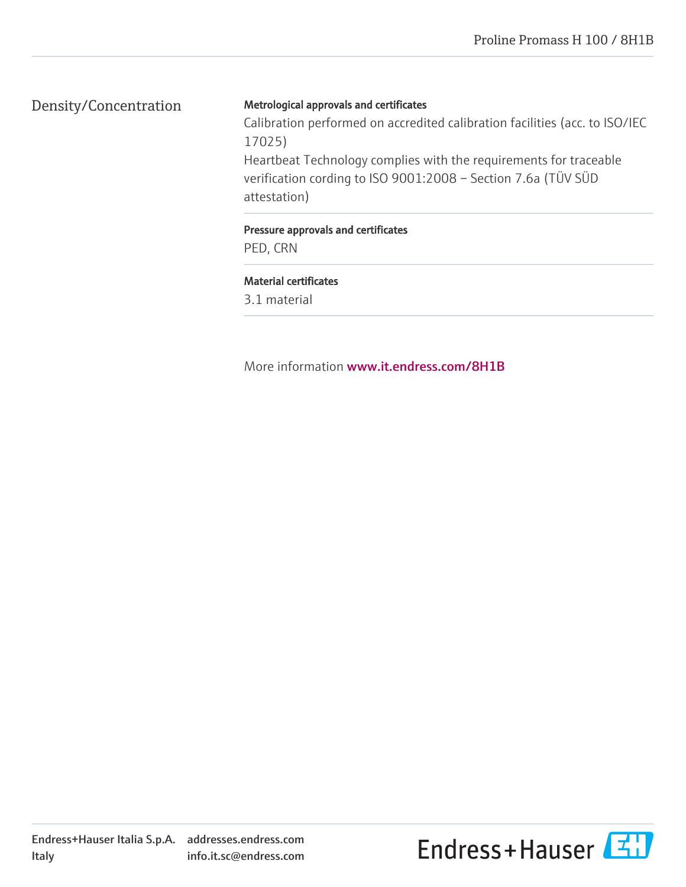## Density/Concentration

**Metrological approvals and certificates**

Calibration performed on accredited calibration facilities (acc. to ISO/IEC 17025)

Heartbeat Technology complies with the requirements for traceable verification cording to ISO 9001:2008 – Section 7.6a (TÜV SÜD attestation)

**Pressure approvals and certificates**

PED, CRN

**Material certificates**

3.1 material

More information **www.it.endress.com/8H1B**

Endress+Hauser Italia S.p.A.
Italy

addresses.endress.com
info.it.sc@endress.com

Endress+Hauser